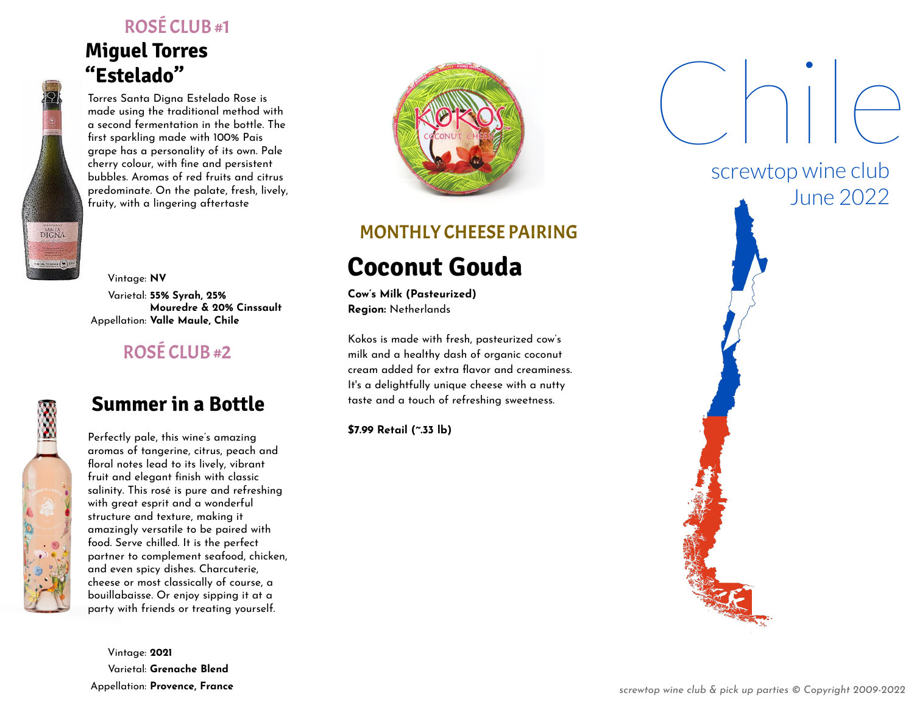# Chile

screwtop wine club
June 2022

## ROSÉ CLUB #1

### Miguel Torres "Estelado"

Torres Santa Digna Estelado Rose is made using the traditional method with a second fermentation in the bottle. The first sparkling made with 100% Pais grape has a personality of its own. Pale cherry colour, with fine and persistent bubbles. Aromas of red fruits and citrus predominate. On the palate, fresh, lively, fruity, with a lingering aftertaste

Vintage: **NV**
Varietal: **55% Syrah, 25% Mouredre & 20% Cinssault**
Appellation: **Valle Maule, Chile**

## ROSÉ CLUB #2

### Summer in a Bottle

Perfectly pale, this wine's amazing aromas of tangerine, citrus, peach and floral notes lead to its lively, vibrant fruit and elegant finish with classic salinity. This rosé is pure and refreshing with great esprit and a wonderful structure and texture, making it amazingly versatile to be paired with food. Serve chilled. It is the perfect partner to complement seafood, chicken, and even spicy dishes. Charcuterie, cheese or most classically of course, a bouillabaisse. Or enjoy sipping it at a party with friends or treating yourself.

Vintage: **2021**
Varietal: **Grenache Blend**
Appellation: **Provence, France**

## MONTHLY CHEESE PAIRING

### Coconut Gouda

**Cow's Milk (Pasteurized)**
**Region:** Netherlands

Kokos is made with fresh, pasteurized cow's milk and a healthy dash of organic coconut cream added for extra flavor and creaminess. It's a delightfully unique cheese with a nutty taste and a touch of refreshing sweetness.

**$7.99 Retail (~.33 lb)**

*screwtop wine club & pick up parties © Copyright 2009-2022*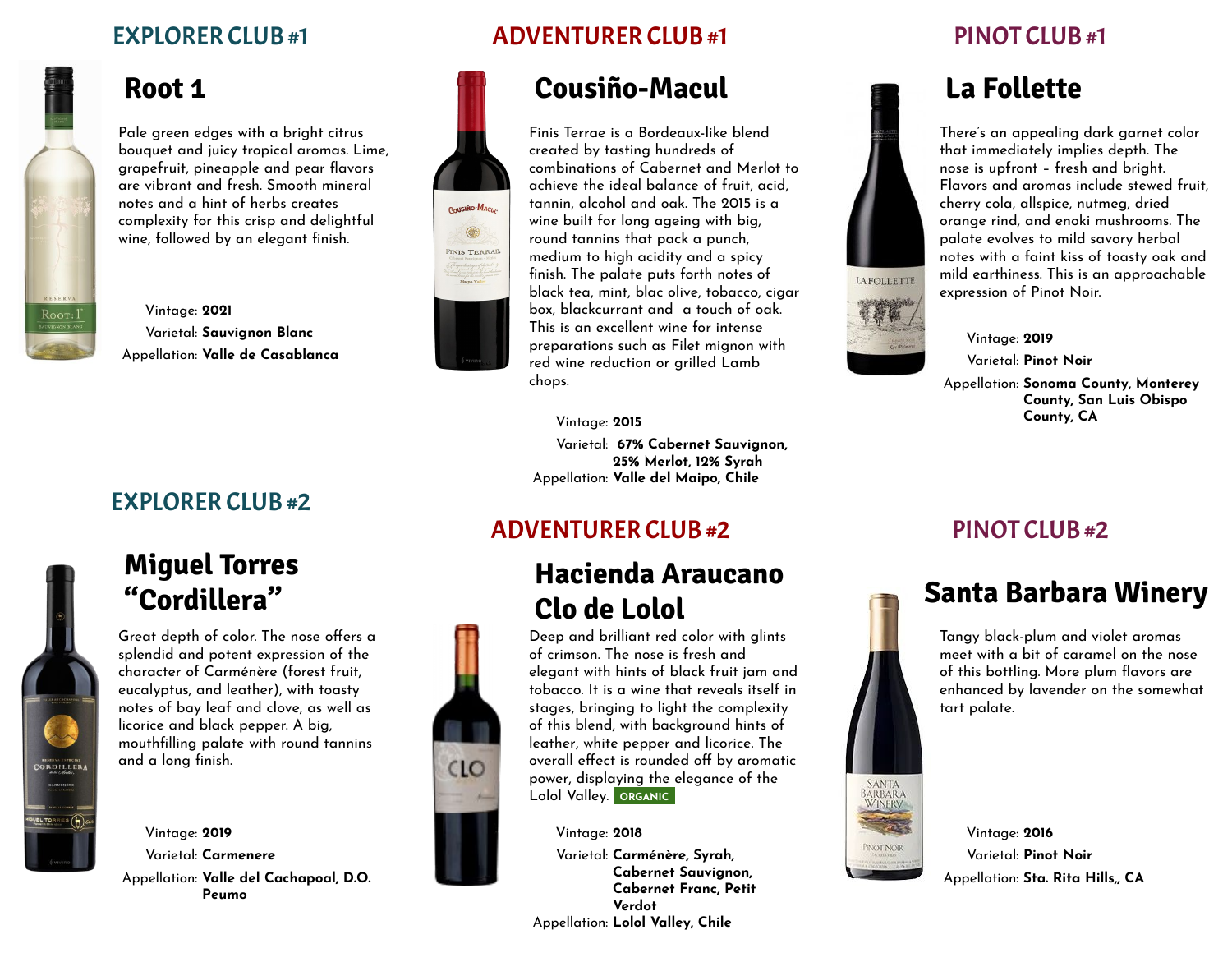## EXPLORER CLUB #1

### Root 1

Pale green edges with a bright citrus bouquet and juicy tropical aromas. Lime, grapefruit, pineapple and pear flavors are vibrant and fresh. Smooth mineral notes and a hint of herbs creates complexity for this crisp and delightful wine, followed by an elegant finish.

Vintage: **2021**
Varietal: **Sauvignon Blanc**
Appellation: **Valle de Casablanca**

## EXPLORER CLUB #2

### Miguel Torres "Cordillera"

Great depth of color. The nose offers a splendid and potent expression of the character of Carménère (forest fruit, eucalyptus, and leather), with toasty notes of bay leaf and clove, as well as licorice and black pepper. A big, mouthfilling palate with round tannins and a long finish.

Vintage: **2019**
Varietal: **Carmenere**
Appellation: **Valle del Cachapoal, D.O. Peumo**

## ADVENTURER CLUB #1

### Cousiño-Macul

Finis Terrae is a Bordeaux-like blend created by tasting hundreds of combinations of Cabernet and Merlot to achieve the ideal balance of fruit, acid, tannin, alcohol and oak. The 2015 is a wine built for long ageing with big, round tannins that pack a punch, medium to high acidity and a spicy finish. The palate puts forth notes of black tea, mint, blac olive, tobacco, cigar box, blackcurrant and a touch of oak. This is an excellent wine for intense preparations such as Filet mignon with red wine reduction or grilled Lamb chops.

Vintage: **2015**
Varietal: **67% Cabernet Sauvignon, 25% Merlot, 12% Syrah**
Appellation: **Valle del Maipo, Chile**

## ADVENTURER CLUB #2

### Hacienda Araucano Clo de Lolol

Deep and brilliant red color with glints of crimson. The nose is fresh and elegant with hints of black fruit jam and tobacco. It is a wine that reveals itself in stages, bringing to light the complexity of this blend, with background hints of leather, white pepper and licorice. The overall effect is rounded off by aromatic power, displaying the elegance of the Lolol Valley. ORGANIC

Vintage: **2018**
Varietal: **Carménère, Syrah, Cabernet Sauvignon, Cabernet Franc, Petit Verdot**
Appellation: **Lolol Valley, Chile**

## PINOT CLUB #1

### La Follette

There's an appealing dark garnet color that immediately implies depth. The nose is upfront – fresh and bright. Flavors and aromas include stewed fruit, cherry cola, allspice, nutmeg, dried orange rind, and enoki mushrooms. The palate evolves to mild savory herbal notes with a faint kiss of toasty oak and mild earthiness. This is an approachable expression of Pinot Noir.

Vintage: **2019**
Varietal: **Pinot Noir**
Appellation: **Sonoma County, Monterey County, San Luis Obispo County, CA**

## PINOT CLUB #2

### Santa Barbara Winery

Tangy black-plum and violet aromas meet with a bit of caramel on the nose of this bottling. More plum flavors are enhanced by lavender on the somewhat tart palate.

Vintage: **2016**
Varietal: **Pinot Noir**
Appellation: **Sta. Rita Hills,, CA**